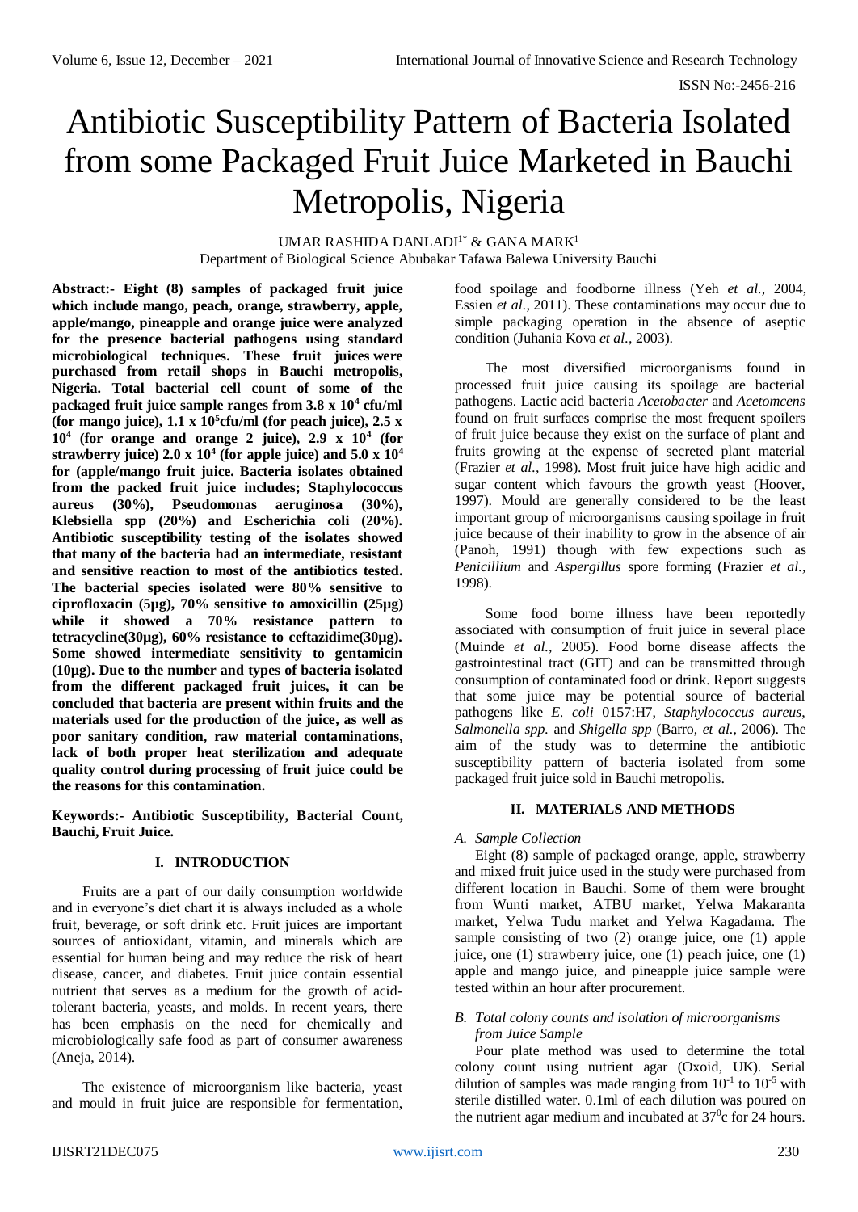# Antibiotic Susceptibility Pattern of Bacteria Isolated from some Packaged Fruit Juice Marketed in Bauchi Metropolis, Nigeria

UMAR RASHIDA DANLADI[1*] & GANA MARK[1]

Department of Biological Science Abubakar Tafawa Balewa University Bauchi

**Abstract:- Eight (8) samples of packaged fruit juice which include mango, peach, orange, strawberry, apple, apple/mango, pineapple and orange juice were analyzed for the presence bacterial pathogens using standard microbiological techniques. These fruit juices were purchased from retail shops in Bauchi metropolis, Nigeria. Total bacterial cell count of some of the packaged fruit juice sample ranges from $3.8 \times 10^4$ cfu/ml (for mango juice), $1.1 \times 10^5$cfu/ml (for peach juice), $2.5 \times 10^4$ (for orange and orange 2 juice), $2.9 \times 10^4$ (for strawberry juice) $2.0 \times 10^4$ (for apple juice) and $5.0 \times 10^4$ for (apple/mango fruit juice. Bacteria isolates obtained from the packed fruit juice includes; Staphylococcus aureus (30%), Pseudomonas aeruginosa (30%), Klebsiella spp (20%) and Escherichia coli (20%). Antibiotic susceptibility testing of the isolates showed that many of the bacteria had an intermediate, resistant and sensitive reaction to most of the antibiotics tested. The bacterial species isolated were 80% sensitive to ciprofloxacin (5µg), 70% sensitive to amoxicillin (25µg) while it showed a 70% resistance pattern to tetracycline(30µg), 60% resistance to ceftazidime(30µg). Some showed intermediate sensitivity to gentamicin (10µg). Due to the number and types of bacteria isolated from the different packaged fruit juices, it can be concluded that bacteria are present within fruits and the materials used for the production of the juice, as well as poor sanitary condition, raw material contaminations, lack of both proper heat sterilization and adequate quality control during processing of fruit juice could be the reasons for this contamination.**

**Keywords:- Antibiotic Susceptibility, Bacterial Count, Bauchi, Fruit Juice.**

## I. INTRODUCTION

Fruits are a part of our daily consumption worldwide and in everyone's diet chart it is always included as a whole fruit, beverage, or soft drink etc. Fruit juices are important sources of antioxidant, vitamin, and minerals which are essential for human being and may reduce the risk of heart disease, cancer, and diabetes. Fruit juice contain essential nutrient that serves as a medium for the growth of acid-tolerant bacteria, yeasts, and molds. In recent years, there has been emphasis on the need for chemically and microbiologically safe food as part of consumer awareness (Aneja, 2014).

The existence of microorganism like bacteria, yeast and mould in fruit juice are responsible for fermentation, food spoilage and foodborne illness (Yeh *et al.,* 2004, Essien *et al.,* 2011). These contaminations may occur due to simple packaging operation in the absence of aseptic condition (Juhania Kova *et al.,* 2003).

The most diversified microorganisms found in processed fruit juice causing its spoilage are bacterial pathogens. Lactic acid bacteria *Acetobacter* and *Acetomcens* found on fruit surfaces comprise the most frequent spoilers of fruit juice because they exist on the surface of plant and fruits growing at the expense of secreted plant material (Frazier *et al.,* 1998). Most fruit juice have high acidic and sugar content which favours the growth yeast (Hoover, 1997). Mould are generally considered to be the least important group of microorganisms causing spoilage in fruit juice because of their inability to grow in the absence of air (Panoh, 1991) though with few expections such as *Penicillium* and *Aspergillus* spore forming (Frazier *et al.,* 1998).

Some food borne illness have been reportedly associated with consumption of fruit juice in several place (Muinde *et al.,* 2005). Food borne disease affects the gastrointestinal tract (GIT) and can be transmitted through consumption of contaminated food or drink. Report suggests that some juice may be potential source of bacterial pathogens like *E. coli* 0157:H7, *Staphylococcus aureus*, *Salmonella spp.* and *Shigella spp* (Barro, *et al.,* 2006). The aim of the study was to determine the antibiotic susceptibility pattern of bacteria isolated from some packaged fruit juice sold in Bauchi metropolis.

## II. MATERIALS AND METHODS

### A. Sample Collection

Eight (8) sample of packaged orange, apple, strawberry and mixed fruit juice used in the study were purchased from different location in Bauchi. Some of them were brought from Wunti market, ATBU market, Yelwa Makaranta market, Yelwa Tudu market and Yelwa Kagadama. The sample consisting of two (2) orange juice, one (1) apple juice, one (1) strawberry juice, one (1) peach juice, one (1) apple and mango juice, and pineapple juice sample were tested within an hour after procurement.

### B. Total colony counts and isolation of microorganisms from Juice Sample

Pour plate method was used to determine the total colony count using nutrient agar (Oxoid, UK). Serial dilution of samples was made ranging from $10^{-1}$ to $10^{-5}$ with sterile distilled water. 0.1ml of each dilution was poured on the nutrient agar medium and incubated at $37^0$c for 24 hours.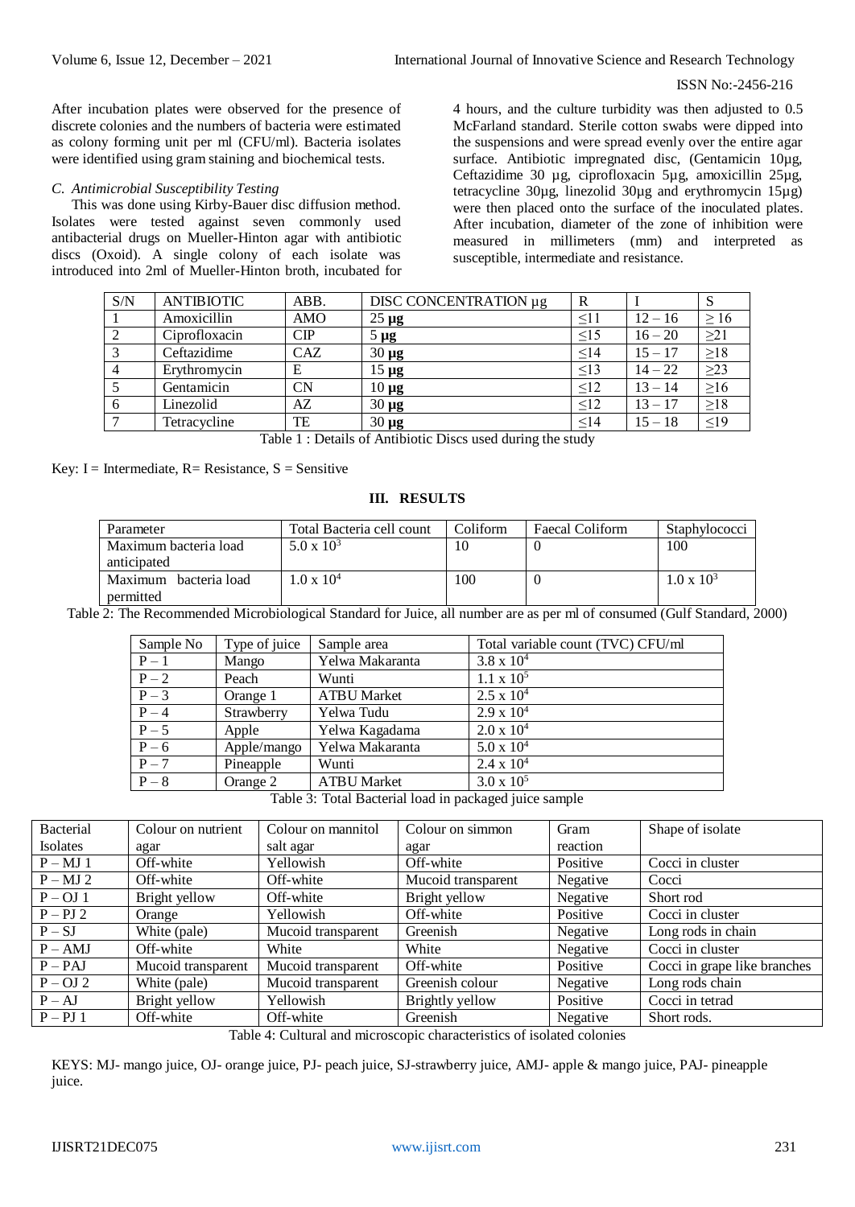After incubation plates were observed for the presence of discrete colonies and the numbers of bacteria were estimated as colony forming unit per ml (CFU/ml). Bacteria isolates were identified using gram staining and biochemical tests.

### *C. Antimicrobial Susceptibility Testing*

This was done using Kirby-Bauer disc diffusion method. Isolates were tested against seven commonly used antibacterial drugs on Mueller-Hinton agar with antibiotic discs (Oxoid). A single colony of each isolate was introduced into 2ml of Mueller-Hinton broth, incubated for 4 hours, and the culture turbidity was then adjusted to 0.5 McFarland standard. Sterile cotton swabs were dipped into the suspensions and were spread evenly over the entire agar surface. Antibiotic impregnated disc, (Gentamicin 10µg, Ceftazidime 30 µg, ciprofloxacin 5µg, amoxicillin 25µg, tetracycline 30µg, linezolid 30µg and erythromycin 15µg) were then placed onto the surface of the inoculated plates. After incubation, diameter of the zone of inhibition were measured in millimeters (mm) and interpreted as susceptible, intermediate and resistance.

| S/N | ANTIBIOTIC | ABB. | DISC CONCENTRATION µg | R | I | S |
|---|---|---|---|---|---|---|
| 1 | Amoxicillin | AMO | 25 **µg** | ≤11 | 12 – 16 | ≥ 16 |
| 2 | Ciprofloxacin | CIP | 5 **µg** | ≤15 | 16 – 20 | ≥21 |
| 3 | Ceftazidime | CAZ | 30 **µg** | ≤14 | 15 – 17 | ≥18 |
| 4 | Erythromycin | E | 15 **µg** | ≤13 | 14 – 22 | ≥23 |
| 5 | Gentamicin | CN | 10 **µg** | ≤12 | 13 – 14 | ≥16 |
| 6 | Linezolid | AZ | 30 **µg** | ≤12 | 13 – 17 | ≥18 |
| 7 | Tetracycline | TE | 30 **µg** | ≤14 | 15 – 18 | ≤19 |

Table 1 : Details of Antibiotic Discs used during the study

Key: I = Intermediate, R= Resistance, S = Sensitive

## III. RESULTS

| Parameter | Total Bacteria cell count | Coliform | Faecal Coliform | Staphylococci |
|---|---|---|---|---|
| Maximum bacteria load anticipated | $5.0 \times 10^3$ | 10 | 0 | 100 |
| Maximum bacteria load permitted | $1.0 \times 10^4$ | 100 | 0 | $1.0 \times 10^3$ |

Table 2: The Recommended Microbiological Standard for Juice, all number are as per ml of consumed (Gulf Standard, 2000)

| Sample No | Type of juice | Sample area | Total variable count (TVC) CFU/ml |
|---|---|---|---|
| P – 1 | Mango | Yelwa Makaranta | $3.8 \times 10^4$ |
| P – 2 | Peach | Wunti | $1.1 \times 10^5$ |
| P – 3 | Orange 1 | ATBU Market | $2.5 \times 10^4$ |
| P – 4 | Strawberry | Yelwa Tudu | $2.9 \times 10^4$ |
| P – 5 | Apple | Yelwa Kagadama | $2.0 \times 10^4$ |
| P – 6 | Apple/mango | Yelwa Makaranta | $5.0 \times 10^4$ |
| P – 7 | Pineapple | Wunti | $2.4 \times 10^4$ |
| P – 8 | Orange 2 | ATBU Market | $3.0 \times 10^5$ |

Table 3: Total Bacterial load in packaged juice sample

| Bacterial Isolates | Colour on nutrient agar | Colour on mannitol salt agar | Colour on simmon agar | Gram reaction | Shape of isolate |
|---|---|---|---|---|---|
| P – MJ 1 | Off-white | Yellowish | Off-white | Positive | Cocci in cluster |
| P – MJ 2 | Off-white | Off-white | Mucoid transparent | Negative | Cocci |
| P – OJ 1 | Bright yellow | Off-white | Bright yellow | Negative | Short rod |
| P – PJ 2 | Orange | Yellowish | Off-white | Positive | Cocci in cluster |
| P – SJ | White (pale) | Mucoid transparent | Greenish | Negative | Long rods in chain |
| P – AMJ | Off-white | White | White | Negative | Cocci in cluster |
| P – PAJ | Mucoid transparent | Mucoid transparent | Off-white | Positive | Cocci in grape like branches |
| P – OJ 2 | White (pale) | Mucoid transparent | Greenish colour | Negative | Long rods chain |
| P – AJ | Bright yellow | Yellowish | Brightly yellow | Positive | Cocci in tetrad |
| P – PJ 1 | Off-white | Off-white | Greenish | Negative | Short rods. |

Table 4: Cultural and microscopic characteristics of isolated colonies

KEYS: MJ- mango juice, OJ- orange juice, PJ- peach juice, SJ-strawberry juice, AMJ- apple & mango juice, PAJ- pineapple juice.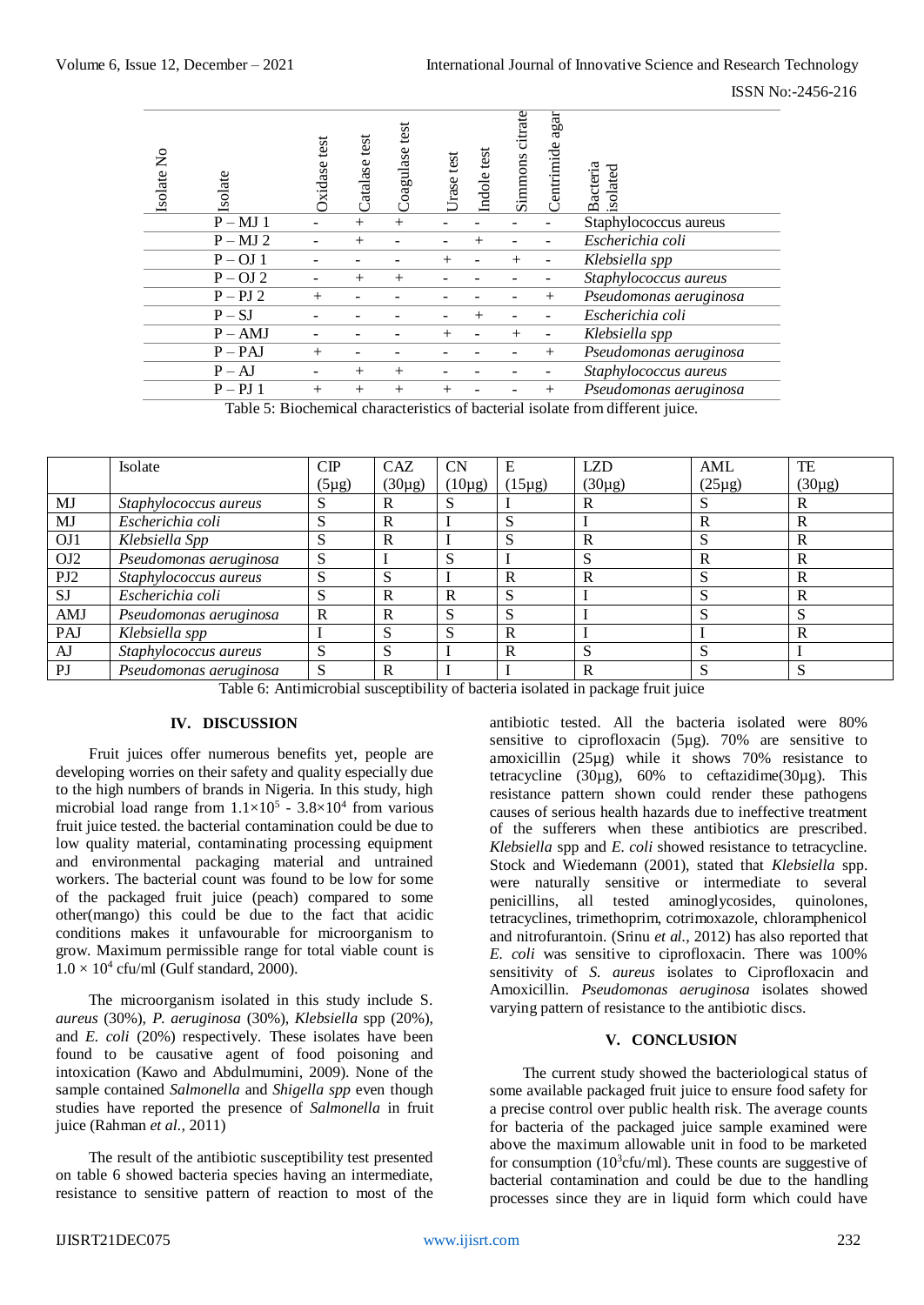| Isolate No | Isolate | Oxidase test | Catalase test | Coagulase test | Urase test | Indole test | Simmons citrate | Centrimide agar | Bacteria isolated |
|---|---|---|---|---|---|---|---|---|---|
| | P – MJ 1 | - | + | + | - | - | - | - | Staphylococcus aureus |
| | P – MJ 2 | - | + | - | - | + | - | - | *Escherichia coli* |
| | P – OJ 1 | - | - | - | + | - | + | - | *Klebsiella spp* |
| | P – OJ 2 | - | + | + | - | - | - | - | *Staphylococcus aureus* |
| | P – PJ 2 | + | - | - | - | - | - | + | *Pseudomonas aeruginosa* |
| | P – SJ | - | - | - | - | + | - | - | *Escherichia coli* |
| | P – AMJ | - | - | - | + | - | + | - | *Klebsiella spp* |
| | P – PAJ | + | - | - | - | - | - | + | *Pseudomonas aeruginosa* |
| | P – AJ | - | + | + | - | - | - | - | *Staphylococcus aureus* |
| | P – PJ 1 | + | + | + | + | - | - | + | *Pseudomonas aeruginosa* |

Table 5: Biochemical characteristics of bacterial isolate from different juice.

| | Isolate | CIP (5μg) | CAZ (30μg) | CN (10μg) | E (15μg) | LZD (30μg) | AML (25μg) | TE (30μg) |
|---|---|---|---|---|---|---|---|---|
| MJ | *Staphylococcus aureus* | S | R | S | I | R | S | R |
| MJ | *Escherichia coli* | S | R | I | S | I | R | R |
| OJ1 | *Klebsiella Spp* | S | R | I | S | R | S | R |
| OJ2 | *Pseudomonas aeruginosa* | S | I | S | I | S | R | R |
| PJ2 | *Staphylococcus aureus* | S | S | I | R | R | S | R |
| SJ | *Escherichia coli* | S | R | R | S | I | S | R |
| AMJ | *Pseudomonas aeruginosa* | R | R | S | S | I | S | S |
| PAJ | *Klebsiella spp* | I | S | S | R | I | I | R |
| AJ | *Staphylococcus aureus* | S | S | I | R | S | S | I |
| PJ | *Pseudomonas aeruginosa* | S | R | I | I | R | S | S |

Table 6: Antimicrobial susceptibility of bacteria isolated in package fruit juice

## IV. DISCUSSION

Fruit juices offer numerous benefits yet, people are developing worries on their safety and quality especially due to the high numbers of brands in Nigeria. In this study, high microbial load range from $1.1{\times}10^5$ - $3.8{\times}10^4$ from various fruit juice tested. the bacterial contamination could be due to low quality material, contaminating processing equipment and environmental packaging material and untrained workers. The bacterial count was found to be low for some of the packaged fruit juice (peach) compared to some other(mango) this could be due to the fact that acidic conditions makes it unfavourable for microorganism to grow. Maximum permissible range for total viable count is $1.0 \times 10^4$ cfu/ml (Gulf standard, 2000).

The microorganism isolated in this study include S. *aureus* (30%), *P. aeruginosa* (30%), *Klebsiella* spp (20%), and *E. coli* (20%) respectively. These isolates have been found to be causative agent of food poisoning and intoxication (Kawo and Abdulmumini, 2009). None of the sample contained *Salmonella* and *Shigella spp* even though studies have reported the presence of *Salmonella* in fruit juice (Rahman *et al.,* 2011)

The result of the antibiotic susceptibility test presented on table 6 showed bacteria species having an intermediate, resistance to sensitive pattern of reaction to most of the antibiotic tested. All the bacteria isolated were 80% sensitive to ciprofloxacin (5μg). 70% are sensitive to amoxicillin (25μg) while it shows 70% resistance to tetracycline (30μg), 60% to ceftazidime(30μg). This resistance pattern shown could render these pathogens causes of serious health hazards due to ineffective treatment of the sufferers when these antibiotics are prescribed. *Klebsiella* spp and *E. coli* showed resistance to tetracycline. Stock and Wiedemann (2001), stated that *Klebsiella* spp. were naturally sensitive or intermediate to several penicillins, all tested aminoglycosides, quinolones, tetracyclines, trimethoprim, cotrimoxazole, chloramphenicol and nitrofurantoin. (Srinu *et al.,* 2012) has also reported that *E. coli* was sensitive to ciprofloxacin. There was 100% sensitivity of *S. aureus* isolates to Ciprofloxacin and Amoxicillin. *Pseudomonas aeruginosa* isolates showed varying pattern of resistance to the antibiotic discs.

## V. CONCLUSION

The current study showed the bacteriological status of some available packaged fruit juice to ensure food safety for a precise control over public health risk. The average counts for bacteria of the packaged juice sample examined were above the maximum allowable unit in food to be marketed for consumption ($10^3$cfu/ml). These counts are suggestive of bacterial contamination and could be due to the handling processes since they are in liquid form which could have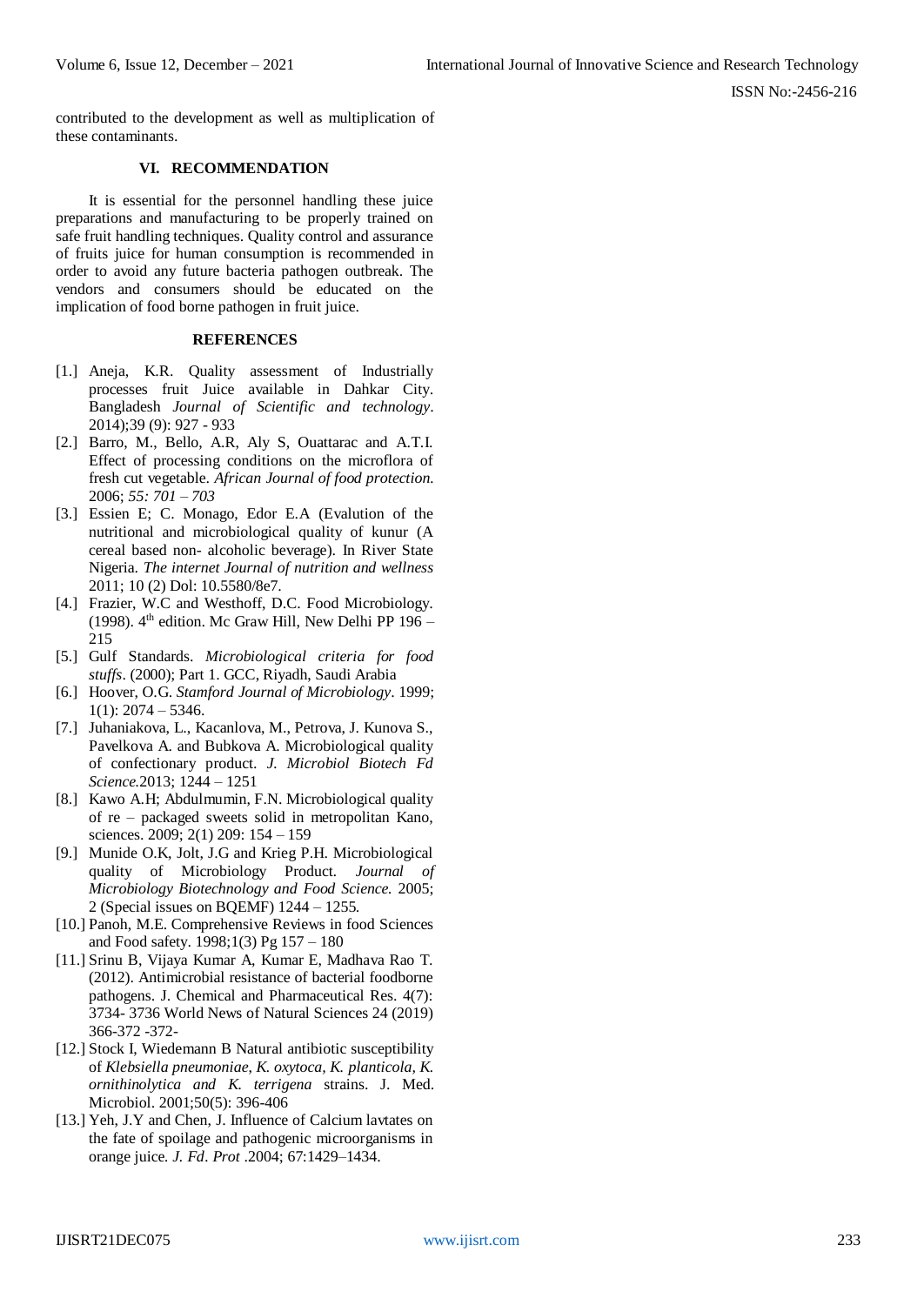contributed to the development as well as multiplication of these contaminants.

## VI. RECOMMENDATION

It is essential for the personnel handling these juice preparations and manufacturing to be properly trained on safe fruit handling techniques. Quality control and assurance of fruits juice for human consumption is recommended in order to avoid any future bacteria pathogen outbreak. The vendors and consumers should be educated on the implication of food borne pathogen in fruit juice.

## REFERENCES

[1.] Aneja, K.R. Quality assessment of Industrially processes fruit Juice available in Dahkar City. Bangladesh *Journal of Scientific and technology*. 2014);39 (9): 927 - 933

[2.] Barro, M., Bello, A.R, Aly S, Ouattarac and A.T.I. Effect of processing conditions on the microflora of fresh cut vegetable. *African Journal of food protection.* 2006; *55: 701 – 703*

[3.] Essien E; C. Monago, Edor E.A (Evalution of the nutritional and microbiological quality of kunur (A cereal based non- alcoholic beverage). In River State Nigeria. *The internet Journal of nutrition and wellness* 2011; 10 (2) Dol: 10.5580/8e7.

[4.] Frazier, W.C and Westhoff, D.C. Food Microbiology. (1998). 4th edition. Mc Graw Hill, New Delhi PP 196 – 215

[5.] Gulf Standards. *Microbiological criteria for food stuffs*. (2000); Part 1. GCC, Riyadh, Saudi Arabia

[6.] Hoover, O.G. *Stamford Journal of Microbiology*. 1999; 1(1): 2074 – 5346.

[7.] Juhaniakova, L., Kacanlova, M., Petrova, J. Kunova S., Pavelkova A. and Bubkova A. Microbiological quality of confectionary product. *J. Microbiol Biotech Fd Science.*2013; 1244 – 1251

[8.] Kawo A.H; Abdulmumin, F.N. Microbiological quality of re – packaged sweets solid in metropolitan Kano, sciences. 2009; 2(1) 209: 154 – 159

[9.] Munide O.K, Jolt, J.G and Krieg P.H. Microbiological quality of Microbiology Product. *Journal of Microbiology Biotechnology and Food Science.* 2005; 2 (Special issues on BQEMF) 1244 – 1255.

[10.] Panoh, M.E. Comprehensive Reviews in food Sciences and Food safety. 1998;1(3) Pg 157 – 180

[11.] Srinu B, Vijaya Kumar A, Kumar E, Madhava Rao T. (2012). Antimicrobial resistance of bacterial foodborne pathogens. J. Chemical and Pharmaceutical Res. 4(7): 3734- 3736 World News of Natural Sciences 24 (2019) 366-372 -372-

[12.] Stock I, Wiedemann B Natural antibiotic susceptibility of *Klebsiella pneumoniae, K. oxytoca, K. planticola, K. ornithinolytica and K. terrigena* strains. J. Med. Microbiol. 2001;50(5): 396-406

[13.] Yeh, J.Y and Chen, J. Influence of Calcium lavtates on the fate of spoilage and pathogenic microorganisms in orange juice. *J. Fd. Prot* .2004; 67:1429–1434.